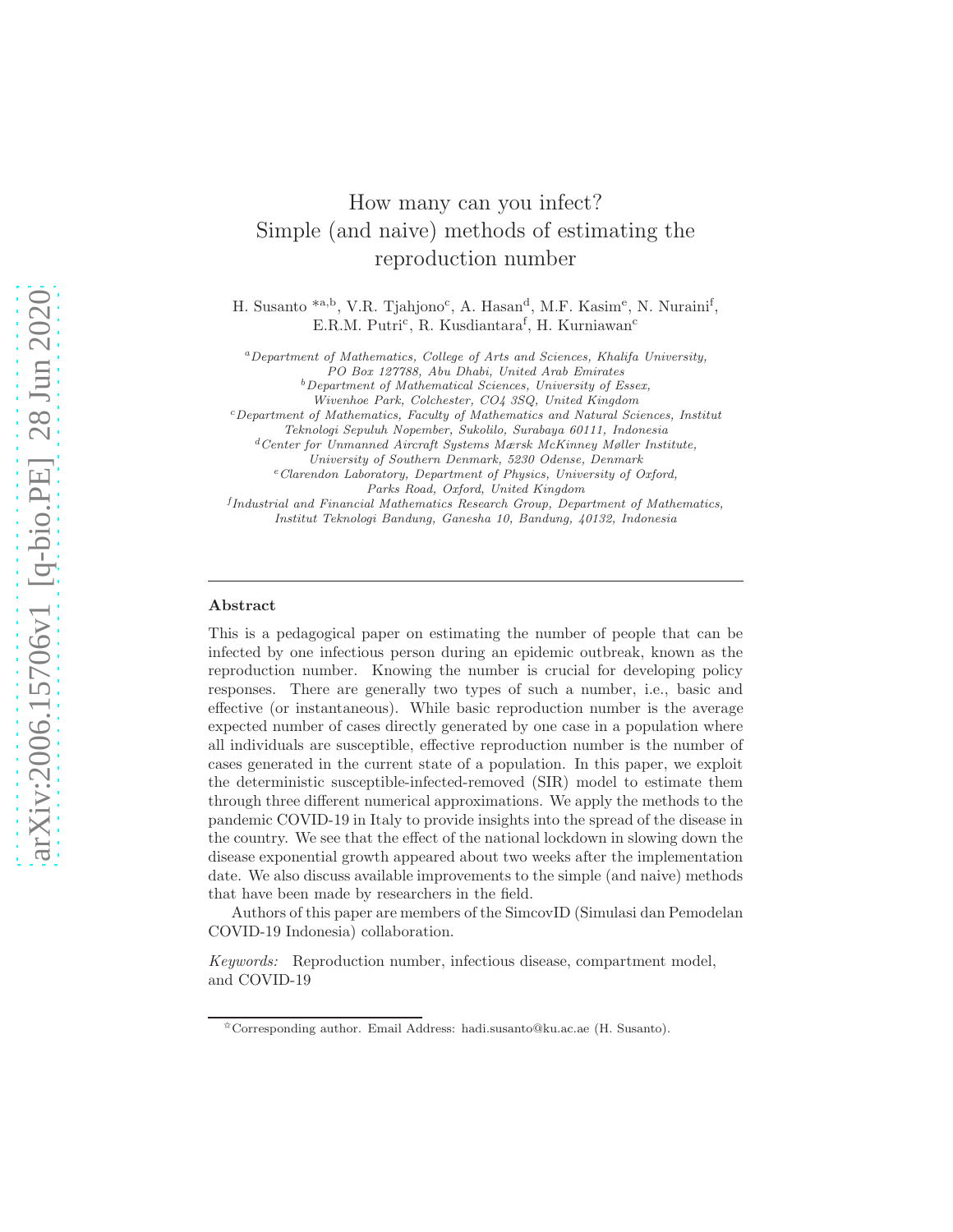# How many can you infect? Simple (and naive) methods of estimating the reproduction number

H. Susanto *[a,b], V.R. Tjahjono[c], A. Hasan[d], M.F. Kasim[e], N. Nuraini[f], E.R.M. Putri[c], R. Kusdiantara[f], H. Kurniawan[c]

[a] *Department of Mathematics, College of Arts and Sciences, Khalifa University, PO Box 127788, Abu Dhabi, United Arab Emirates*

[b] *Department of Mathematical Sciences, University of Essex, Wivenhoe Park, Colchester, CO4 3SQ, United Kingdom*

[c] *Department of Mathematics, Faculty of Mathematics and Natural Sciences, Institut Teknologi Sepuluh Nopember, Sukolilo, Surabaya 60111, Indonesia*

[d] *Center for Unmanned Aircraft Systems Mærsk McKinney Møller Institute, University of Southern Denmark, 5230 Odense, Denmark*

[e] *Clarendon Laboratory, Department of Physics, University of Oxford, Parks Road, Oxford, United Kingdom*

[f] *Industrial and Financial Mathematics Research Group, Department of Mathematics, Institut Teknologi Bandung, Ganesha 10, Bandung, 40132, Indonesia*

---

## Abstract

This is a pedagogical paper on estimating the number of people that can be infected by one infectious person during an epidemic outbreak, known as the reproduction number. Knowing the number is crucial for developing policy responses. There are generally two types of such a number, i.e., basic and effective (or instantaneous). While basic reproduction number is the average expected number of cases directly generated by one case in a population where all individuals are susceptible, effective reproduction number is the number of cases generated in the current state of a population. In this paper, we exploit the deterministic susceptible-infected-removed (SIR) model to estimate them through three different numerical approximations. We apply the methods to the pandemic COVID-19 in Italy to provide insights into the spread of the disease in the country. We see that the effect of the national lockdown in slowing down the disease exponential growth appeared about two weeks after the implementation date. We also discuss available improvements to the simple (and naive) methods that have been made by researchers in the field.

Authors of this paper are members of the SimcovID (Simulasi dan Pemodelan COVID-19 Indonesia) collaboration.

*Keywords:* Reproduction number, infectious disease, compartment model, and COVID-19

---

*Corresponding author. Email Address: hadi.susanto@ku.ac.ae (H. Susanto).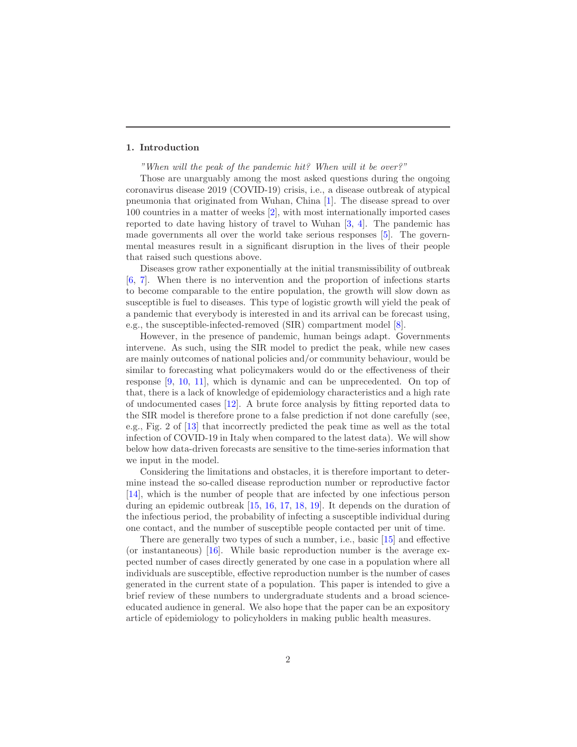## 1. Introduction

*"When will the peak of the pandemic hit? When will it be over?"*

Those are unarguably among the most asked questions during the ongoing coronavirus disease 2019 (COVID-19) crisis, i.e., a disease outbreak of atypical pneumonia that originated from Wuhan, China [1]. The disease spread to over 100 countries in a matter of weeks [2], with most internationally imported cases reported to date having history of travel to Wuhan [3, 4]. The pandemic has made governments all over the world take serious responses [5]. The governmental measures result in a significant disruption in the lives of their people that raised such questions above.

Diseases grow rather exponentially at the initial transmissibility of outbreak [6, 7]. When there is no intervention and the proportion of infections starts to become comparable to the entire population, the growth will slow down as susceptible is fuel to diseases. This type of logistic growth will yield the peak of a pandemic that everybody is interested in and its arrival can be forecast using, e.g., the susceptible-infected-removed (SIR) compartment model [8].

However, in the presence of pandemic, human beings adapt. Governments intervene. As such, using the SIR model to predict the peak, while new cases are mainly outcomes of national policies and/or community behaviour, would be similar to forecasting what policymakers would do or the effectiveness of their response [9, 10, 11], which is dynamic and can be unprecedented. On top of that, there is a lack of knowledge of epidemiology characteristics and a high rate of undocumented cases [12]. A brute force analysis by fitting reported data to the SIR model is therefore prone to a false prediction if not done carefully (see, e.g., Fig. 2 of [13] that incorrectly predicted the peak time as well as the total infection of COVID-19 in Italy when compared to the latest data). We will show below how data-driven forecasts are sensitive to the time-series information that we input in the model.

Considering the limitations and obstacles, it is therefore important to determine instead the so-called disease reproduction number or reproductive factor [14], which is the number of people that are infected by one infectious person during an epidemic outbreak [15, 16, 17, 18, 19]. It depends on the duration of the infectious period, the probability of infecting a susceptible individual during one contact, and the number of susceptible people contacted per unit of time.

There are generally two types of such a number, i.e., basic [15] and effective (or instantaneous) [16]. While basic reproduction number is the average expected number of cases directly generated by one case in a population where all individuals are susceptible, effective reproduction number is the number of cases generated in the current state of a population. This paper is intended to give a brief review of these numbers to undergraduate students and a broad science-educated audience in general. We also hope that the paper can be an expository article of epidemiology to policyholders in making public health measures.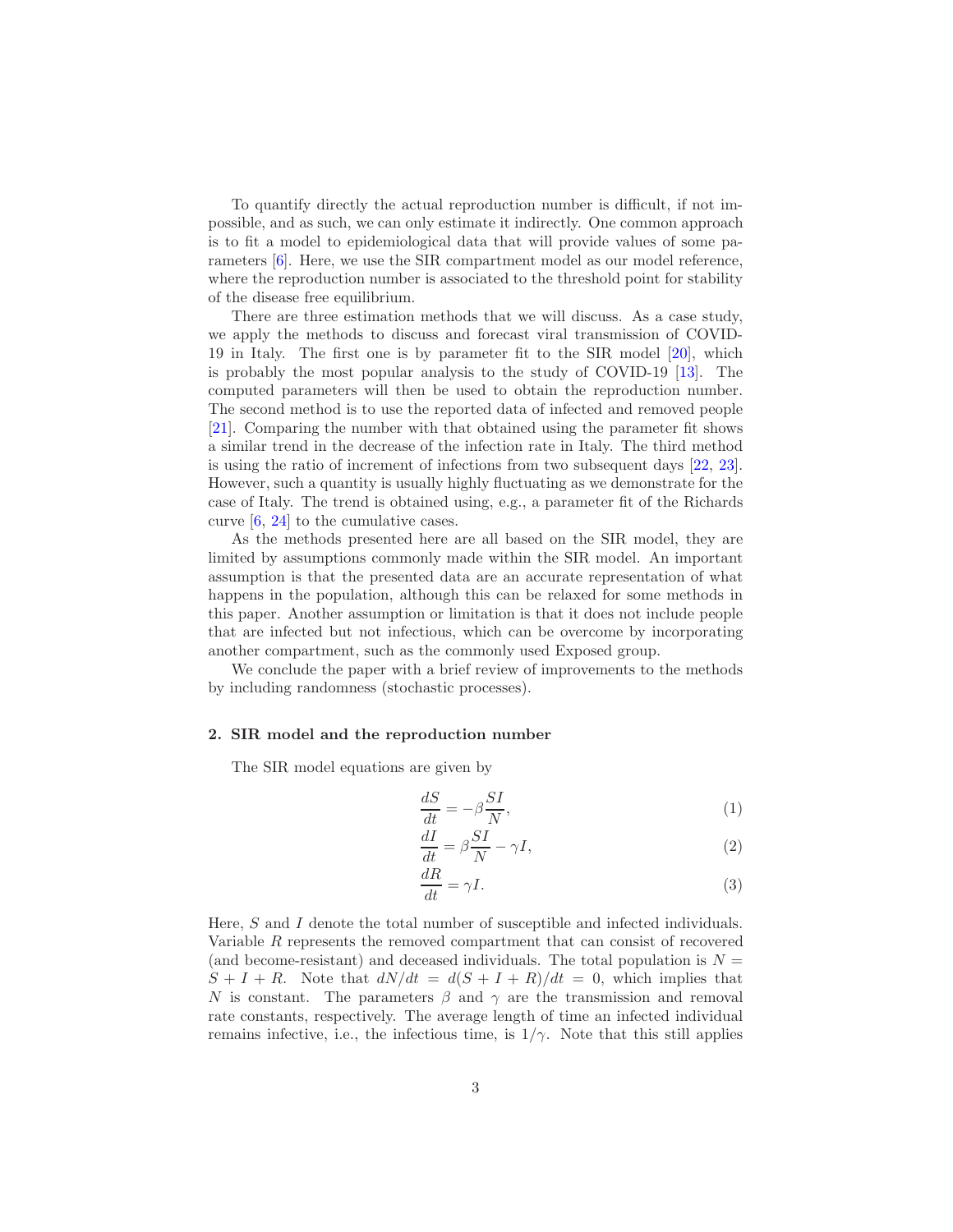To quantify directly the actual reproduction number is difficult, if not impossible, and as such, we can only estimate it indirectly. One common approach is to fit a model to epidemiological data that will provide values of some parameters [6]. Here, we use the SIR compartment model as our model reference, where the reproduction number is associated to the threshold point for stability of the disease free equilibrium.

There are three estimation methods that we will discuss. As a case study, we apply the methods to discuss and forecast viral transmission of COVID-19 in Italy. The first one is by parameter fit to the SIR model [20], which is probably the most popular analysis to the study of COVID-19 [13]. The computed parameters will then be used to obtain the reproduction number. The second method is to use the reported data of infected and removed people [21]. Comparing the number with that obtained using the parameter fit shows a similar trend in the decrease of the infection rate in Italy. The third method is using the ratio of increment of infections from two subsequent days [22, 23]. However, such a quantity is usually highly fluctuating as we demonstrate for the case of Italy. The trend is obtained using, e.g., a parameter fit of the Richards curve [6, 24] to the cumulative cases.

As the methods presented here are all based on the SIR model, they are limited by assumptions commonly made within the SIR model. An important assumption is that the presented data are an accurate representation of what happens in the population, although this can be relaxed for some methods in this paper. Another assumption or limitation is that it does not include people that are infected but not infectious, which can be overcome by incorporating another compartment, such as the commonly used Exposed group.

We conclude the paper with a brief review of improvements to the methods by including randomness (stochastic processes).

## 2. SIR model and the reproduction number

The SIR model equations are given by

$$\frac{dS}{dt} = -\beta \frac{SI}{N}, \tag{1}$$

$$\frac{dI}{dt} = \beta \frac{SI}{N} - \gamma I, \tag{2}$$

$$\frac{dR}{dt} = \gamma I. \tag{3}$$

Here, $S$ and $I$ denote the total number of susceptible and infected individuals. Variable $R$ represents the removed compartment that can consist of recovered (and become-resistant) and deceased individuals. The total population is $N = S + I + R$. Note that $dN/dt = d(S + I + R)/dt = 0$, which implies that $N$ is constant. The parameters $\beta$ and $\gamma$ are the transmission and removal rate constants, respectively. The average length of time an infected individual remains infective, i.e., the infectious time, is $1/\gamma$. Note that this still applies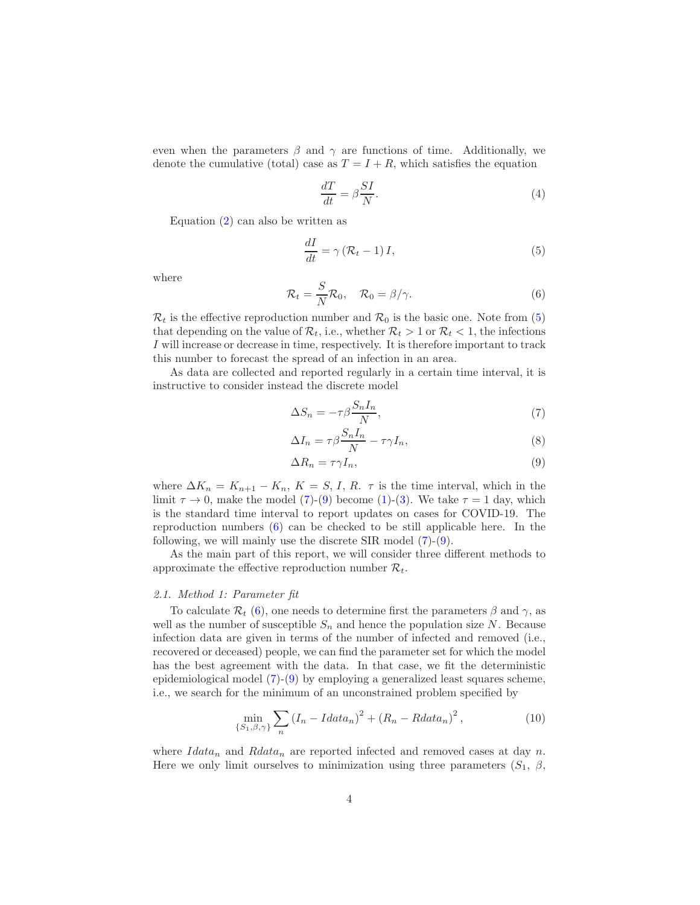even when the parameters $\beta$ and $\gamma$ are functions of time. Additionally, we denote the cumulative (total) case as $T = I + R$, which satisfies the equation

$$\frac{dT}{dt} = \beta \frac{SI}{N}. \tag{4}$$

Equation (2) can also be written as

$$\frac{dI}{dt} = \gamma \left(\mathcal{R}_t - 1\right) I, \tag{5}$$

where

$$\mathcal{R}_t = \frac{S}{N}\mathcal{R}_0, \quad \mathcal{R}_0 = \beta/\gamma. \tag{6}$$

$\mathcal{R}_t$ is the effective reproduction number and $\mathcal{R}_0$ is the basic one. Note from (5) that depending on the value of $\mathcal{R}_t$, i.e., whether $\mathcal{R}_t > 1$ or $\mathcal{R}_t < 1$, the infections $I$ will increase or decrease in time, respectively. It is therefore important to track this number to forecast the spread of an infection in an area.

As data are collected and reported regularly in a certain time interval, it is instructive to consider instead the discrete model

$$\Delta S_n = -\tau\beta \frac{S_n I_n}{N}, \tag{7}$$

$$\Delta I_n = \tau\beta \frac{S_n I_n}{N} - \tau\gamma I_n, \tag{8}$$

$$\Delta R_n = \tau\gamma I_n, \tag{9}$$

where $\Delta K_n = K_{n+1} - K_n$, $K = S, I, R$. $\tau$ is the time interval, which in the limit $\tau \to 0$, make the model (7)-(9) become (1)-(3). We take $\tau = 1$ day, which is the standard time interval to report updates on cases for COVID-19. The reproduction numbers (6) can be checked to be still applicable here. In the following, we will mainly use the discrete SIR model (7)-(9).

As the main part of this report, we will consider three different methods to approximate the effective reproduction number $\mathcal{R}_t$.

### *2.1. Method 1: Parameter fit*

To calculate $\mathcal{R}_t$ (6), one needs to determine first the parameters $\beta$ and $\gamma$, as well as the number of susceptible $S_n$ and hence the population size $N$. Because infection data are given in terms of the number of infected and removed (i.e., recovered or deceased) people, we can find the parameter set for which the model has the best agreement with the data. In that case, we fit the deterministic epidemiological model (7)-(9) by employing a generalized least squares scheme, i.e., we search for the minimum of an unconstrained problem specified by

$$\min_{\{S_1, \beta, \gamma\}} \sum_n \left(I_n - Idata_n\right)^2 + \left(R_n - Rdata_n\right)^2, \tag{10}$$

where $Idata_n$ and $Rdata_n$ are reported infected and removed cases at day $n$. Here we only limit ourselves to minimization using three parameters ($S_1$, $\beta$,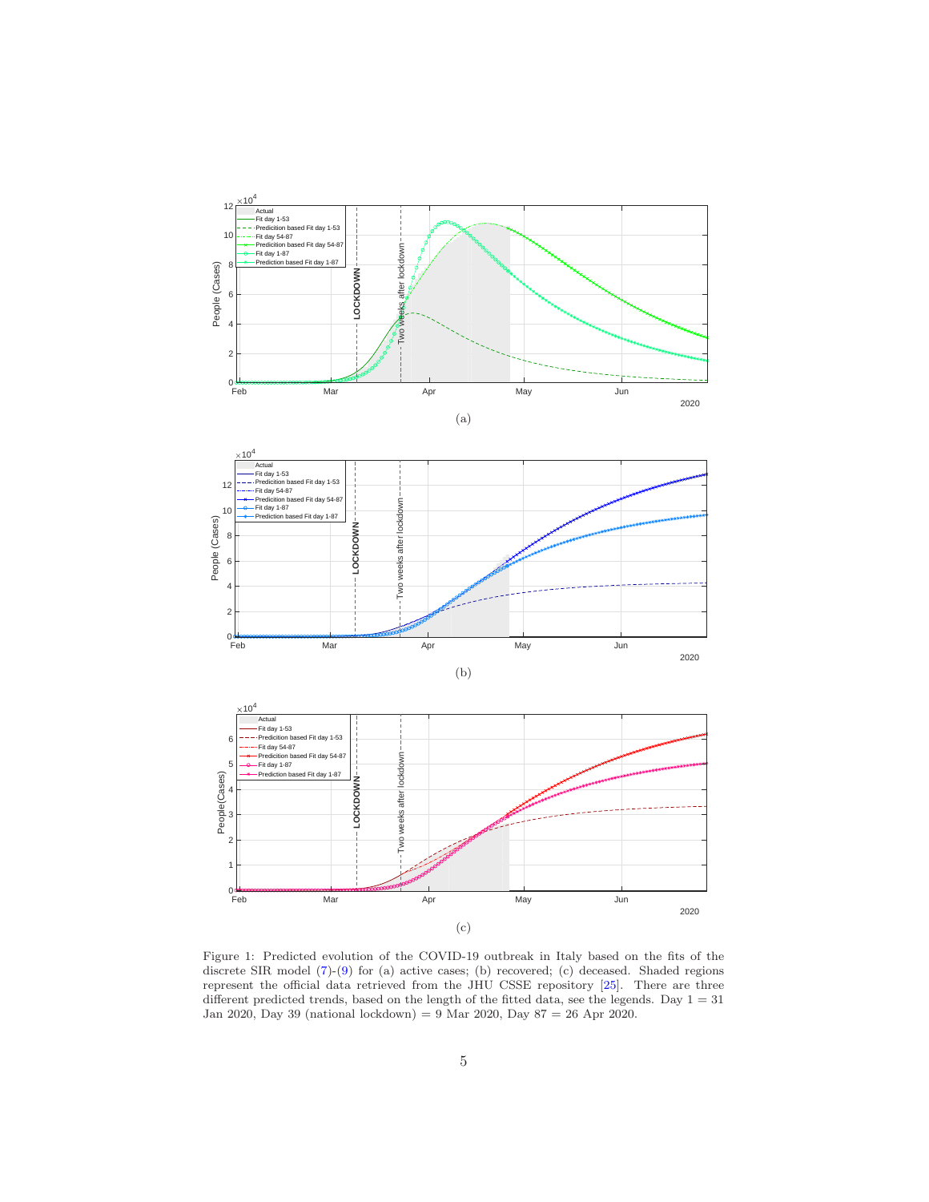(a)

(b)

(c)

Figure 1: Predicted evolution of the COVID-19 outbreak in Italy based on the fits of the discrete SIR model (7)-(9) for (a) active cases; (b) recovered; (c) deceased. Shaded regions represent the official data retrieved from the JHU CSSE repository [25]. There are three different predicted trends, based on the length of the fitted data, see the legends. Day 1 = 31 Jan 2020, Day 39 (national lockdown) = 9 Mar 2020, Day 87 = 26 Apr 2020.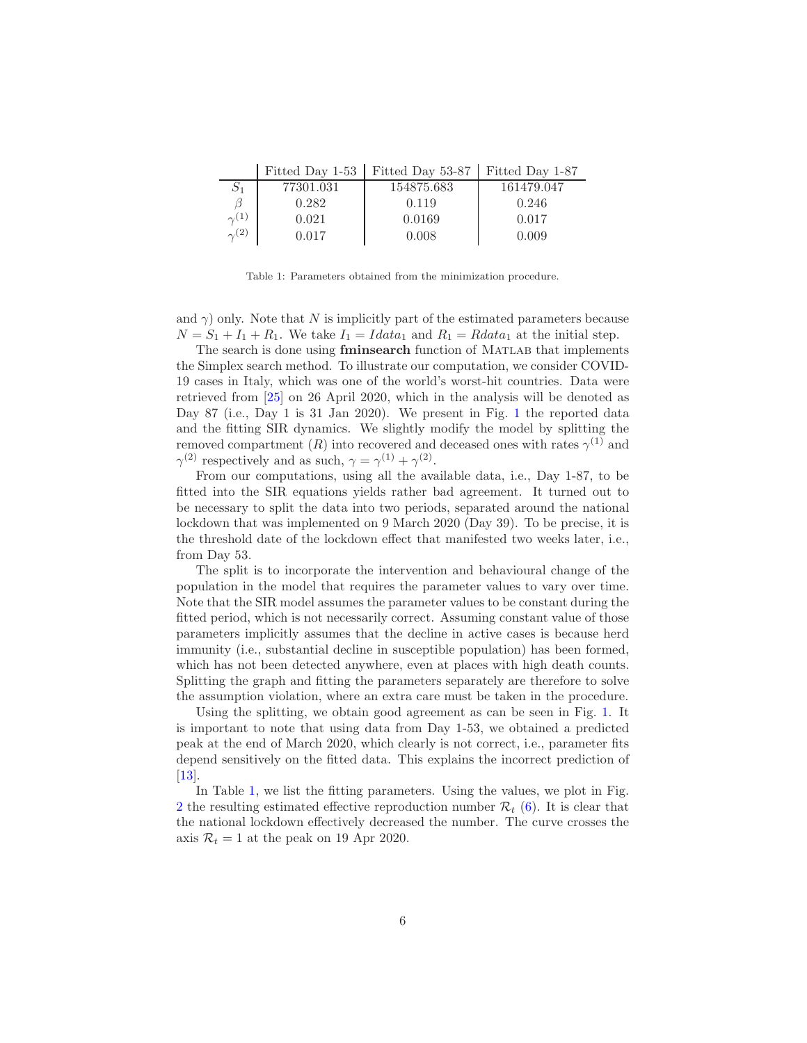| | Fitted Day 1-53 | Fitted Day 53-87 | Fitted Day 1-87 |
|---|---|---|---|
| $S_1$ | 77301.031 | 154875.683 | 161479.047 |
| $\beta$ | 0.282 | 0.119 | 0.246 |
| $\gamma^{(1)}$ | 0.021 | 0.0169 | 0.017 |
| $\gamma^{(2)}$ | 0.017 | 0.008 | 0.009 |

Table 1: Parameters obtained from the minimization procedure.

and $\gamma$) only. Note that $N$ is implicitly part of the estimated parameters because $N = S_1 + I_1 + R_1$. We take $I_1 = Idata_1$ and $R_1 = Rdata_1$ at the initial step.

The search is done using **fminsearch** function of MATLAB that implements the Simplex search method. To illustrate our computation, we consider COVID-19 cases in Italy, which was one of the world's worst-hit countries. Data were retrieved from [25] on 26 April 2020, which in the analysis will be denoted as Day 87 (i.e., Day 1 is 31 Jan 2020). We present in Fig. 1 the reported data and the fitting SIR dynamics. We slightly modify the model by splitting the removed compartment ($R$) into recovered and deceased ones with rates $\gamma^{(1)}$ and $\gamma^{(2)}$ respectively and as such, $\gamma = \gamma^{(1)} + \gamma^{(2)}$.

From our computations, using all the available data, i.e., Day 1-87, to be fitted into the SIR equations yields rather bad agreement. It turned out to be necessary to split the data into two periods, separated around the national lockdown that was implemented on 9 March 2020 (Day 39). To be precise, it is the threshold date of the lockdown effect that manifested two weeks later, i.e., from Day 53.

The split is to incorporate the intervention and behavioural change of the population in the model that requires the parameter values to vary over time. Note that the SIR model assumes the parameter values to be constant during the fitted period, which is not necessarily correct. Assuming constant value of those parameters implicitly assumes that the decline in active cases is because herd immunity (i.e., substantial decline in susceptible population) has been formed, which has not been detected anywhere, even at places with high death counts. Splitting the graph and fitting the parameters separately are therefore to solve the assumption violation, where an extra care must be taken in the procedure.

Using the splitting, we obtain good agreement as can be seen in Fig. 1. It is important to note that using data from Day 1-53, we obtained a predicted peak at the end of March 2020, which clearly is not correct, i.e., parameter fits depend sensitively on the fitted data. This explains the incorrect prediction of [13].

In Table 1, we list the fitting parameters. Using the values, we plot in Fig. 2 the resulting estimated effective reproduction number $\mathcal{R}_t$ (6). It is clear that the national lockdown effectively decreased the number. The curve crosses the axis $\mathcal{R}_t = 1$ at the peak on 19 Apr 2020.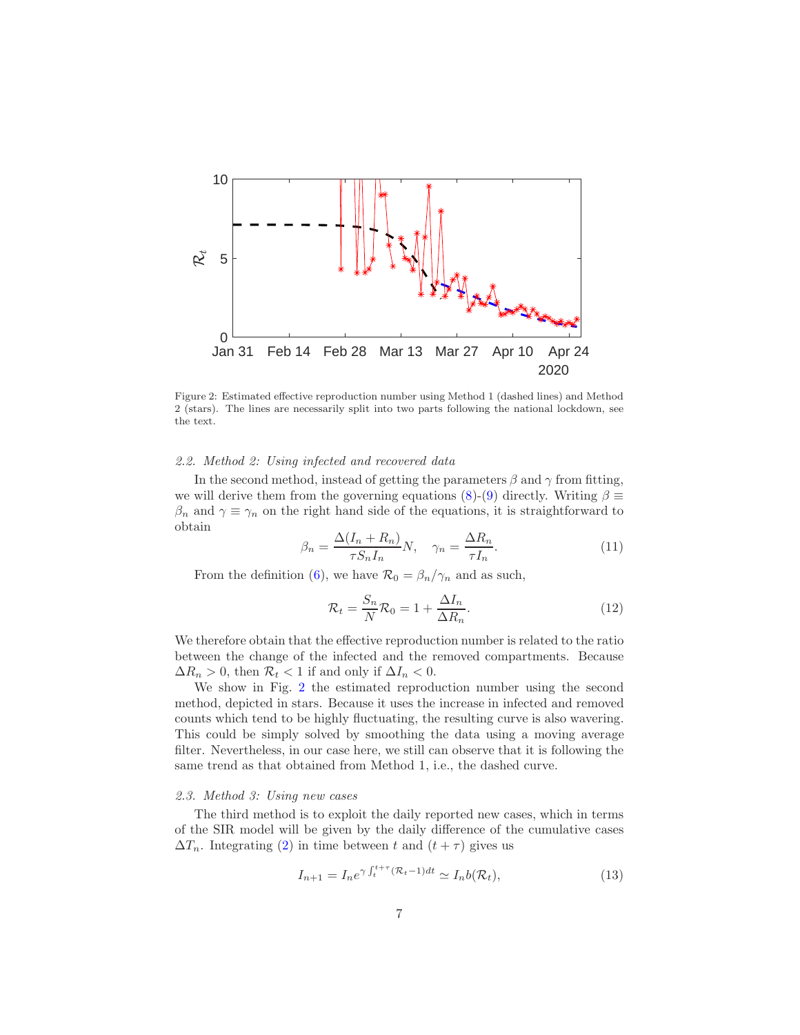Figure 2: Estimated effective reproduction number using Method 1 (dashed lines) and Method 2 (stars). The lines are necessarily split into two parts following the national lockdown, see the text.

### 2.2. Method 2: Using infected and recovered data

In the second method, instead of getting the parameters $\beta$ and $\gamma$ from fitting, we will derive them from the governing equations (8)-(9) directly. Writing $\beta \equiv \beta_n$ and $\gamma \equiv \gamma_n$ on the right hand side of the equations, it is straightforward to obtain

$$\beta_n = \frac{\Delta(I_n + R_n)}{\tau S_n I_n} N, \quad \gamma_n = \frac{\Delta R_n}{\tau I_n}. \tag{11}$$

From the definition (6), we have $\mathcal{R}_0 = \beta_n / \gamma_n$ and as such,

$$\mathcal{R}_t = \frac{S_n}{N} \mathcal{R}_0 = 1 + \frac{\Delta I_n}{\Delta R_n}. \tag{12}$$

We therefore obtain that the effective reproduction number is related to the ratio between the change of the infected and the removed compartments. Because $\Delta R_n > 0$, then $\mathcal{R}_t < 1$ if and only if $\Delta I_n < 0$.

We show in Fig. 2 the estimated reproduction number using the second method, depicted in stars. Because it uses the increase in infected and removed counts which tend to be highly fluctuating, the resulting curve is also wavering. This could be simply solved by smoothing the data using a moving average filter. Nevertheless, in our case here, we still can observe that it is following the same trend as that obtained from Method 1, i.e., the dashed curve.

### 2.3. Method 3: Using new cases

The third method is to exploit the daily reported new cases, which in terms of the SIR model will be given by the daily difference of the cumulative cases $\Delta T_n$. Integrating (2) in time between $t$ and $(t + \tau)$ gives us

$$I_{n+1} = I_n e^{\gamma \int_t^{t+\tau} (\mathcal{R}_t - 1) dt} \simeq I_n b(\mathcal{R}_t), \tag{13}$$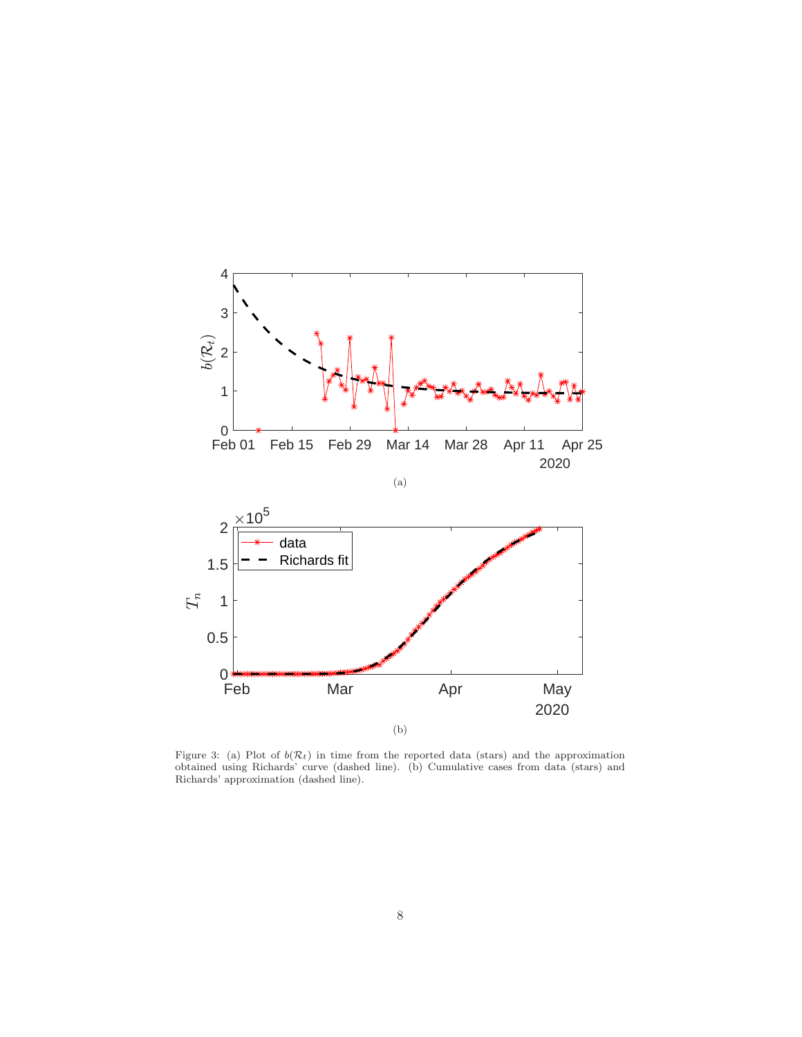(a)

(b)

Figure 3: (a) Plot of $b(\mathcal{R}_t)$ in time from the reported data (stars) and the approximation obtained using Richards' curve (dashed line). (b) Cumulative cases from data (stars) and Richards' approximation (dashed line).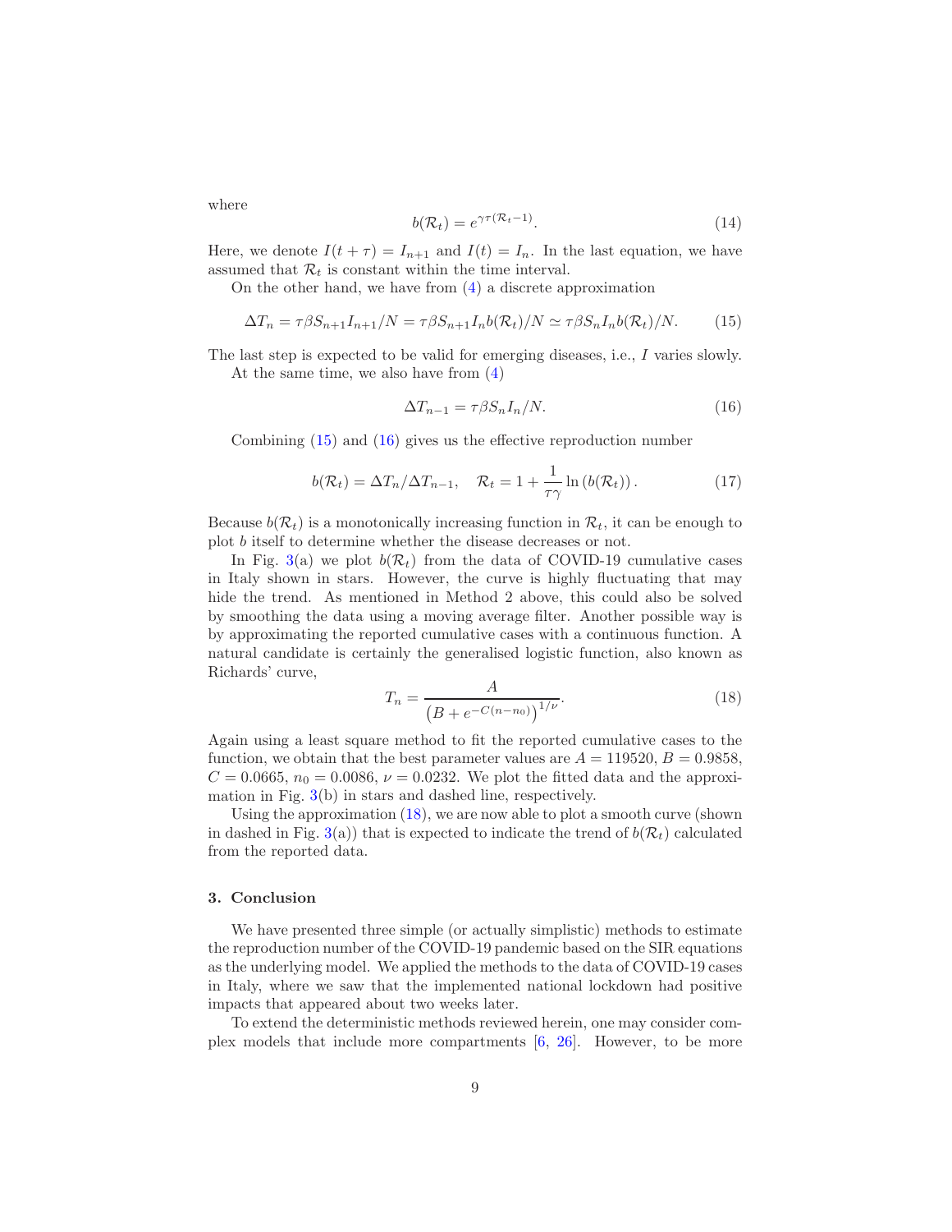where

$$b(\mathcal{R}_t) = e^{\gamma\tau(\mathcal{R}_t - 1)}. \tag{14}$$

Here, we denote $I(t+\tau) = I_{n+1}$ and $I(t) = I_n$. In the last equation, we have assumed that $\mathcal{R}_t$ is constant within the time interval.

On the other hand, we have from (4) a discrete approximation

$$\Delta T_n = \tau\beta S_{n+1} I_{n+1}/N = \tau\beta S_{n+1} I_n b(\mathcal{R}_t)/N \simeq \tau\beta S_n I_n b(\mathcal{R}_t)/N. \tag{15}$$

The last step is expected to be valid for emerging diseases, i.e., $I$ varies slowly.

At the same time, we also have from (4)

$$\Delta T_{n-1} = \tau\beta S_n I_n/N. \tag{16}$$

Combining (15) and (16) gives us the effective reproduction number

$$b(\mathcal{R}_t) = \Delta T_n/\Delta T_{n-1}, \quad \mathcal{R}_t = 1 + \frac{1}{\tau\gamma}\ln\left(b(\mathcal{R}_t)\right). \tag{17}$$

Because $b(\mathcal{R}_t)$ is a monotonically increasing function in $\mathcal{R}_t$, it can be enough to plot $b$ itself to determine whether the disease decreases or not.

In Fig. 3(a) we plot $b(\mathcal{R}_t)$ from the data of COVID-19 cumulative cases in Italy shown in stars. However, the curve is highly fluctuating that may hide the trend. As mentioned in Method 2 above, this could also be solved by smoothing the data using a moving average filter. Another possible way is by approximating the reported cumulative cases with a continuous function. A natural candidate is certainly the generalised logistic function, also known as Richards' curve,

$$T_n = \frac{A}{\left(B + e^{-C(n-n_0)}\right)^{1/\nu}}. \tag{18}$$

Again using a least square method to fit the reported cumulative cases to the function, we obtain that the best parameter values are $A = 119520$, $B = 0.9858$, $C = 0.0665$, $n_0 = 0.0086$, $\nu = 0.0232$. We plot the fitted data and the approximation in Fig. 3(b) in stars and dashed line, respectively.

Using the approximation (18), we are now able to plot a smooth curve (shown in dashed in Fig. 3(a)) that is expected to indicate the trend of $b(\mathcal{R}_t)$ calculated from the reported data.

## 3. Conclusion

We have presented three simple (or actually simplistic) methods to estimate the reproduction number of the COVID-19 pandemic based on the SIR equations as the underlying model. We applied the methods to the data of COVID-19 cases in Italy, where we saw that the implemented national lockdown had positive impacts that appeared about two weeks later.

To extend the deterministic methods reviewed herein, one may consider complex models that include more compartments [6, 26]. However, to be more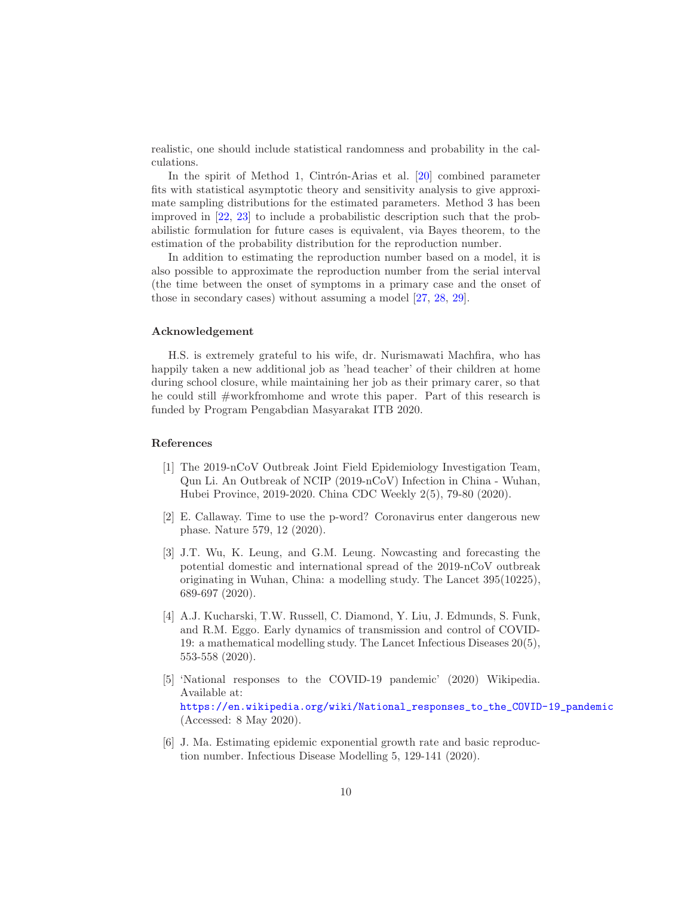realistic, one should include statistical randomness and probability in the calculations.

In the spirit of Method 1, Cintrón-Arias et al. [20] combined parameter fits with statistical asymptotic theory and sensitivity analysis to give approximate sampling distributions for the estimated parameters. Method 3 has been improved in [22, 23] to include a probabilistic description such that the probabilistic formulation for future cases is equivalent, via Bayes theorem, to the estimation of the probability distribution for the reproduction number.

In addition to estimating the reproduction number based on a model, it is also possible to approximate the reproduction number from the serial interval (the time between the onset of symptoms in a primary case and the onset of those in secondary cases) without assuming a model [27, 28, 29].

### Acknowledgement

H.S. is extremely grateful to his wife, dr. Nurismawati Machfira, who has happily taken a new additional job as 'head teacher' of their children at home during school closure, while maintaining her job as their primary carer, so that he could still #workfromhome and wrote this paper. Part of this research is funded by Program Pengabdian Masyarakat ITB 2020.

### References

[1] The 2019-nCoV Outbreak Joint Field Epidemiology Investigation Team, Qun Li. An Outbreak of NCIP (2019-nCoV) Infection in China - Wuhan, Hubei Province, 2019-2020. China CDC Weekly 2(5), 79-80 (2020).

[2] E. Callaway. Time to use the p-word? Coronavirus enter dangerous new phase. Nature 579, 12 (2020).

[3] J.T. Wu, K. Leung, and G.M. Leung. Nowcasting and forecasting the potential domestic and international spread of the 2019-nCoV outbreak originating in Wuhan, China: a modelling study. The Lancet 395(10225), 689-697 (2020).

[4] A.J. Kucharski, T.W. Russell, C. Diamond, Y. Liu, J. Edmunds, S. Funk, and R.M. Eggo. Early dynamics of transmission and control of COVID-19: a mathematical modelling study. The Lancet Infectious Diseases 20(5), 553-558 (2020).

[5] 'National responses to the COVID-19 pandemic' (2020) Wikipedia. Available at: https://en.wikipedia.org/wiki/National_responses_to_the_COVID-19_pandemic (Accessed: 8 May 2020).

[6] J. Ma. Estimating epidemic exponential growth rate and basic reproduction number. Infectious Disease Modelling 5, 129-141 (2020).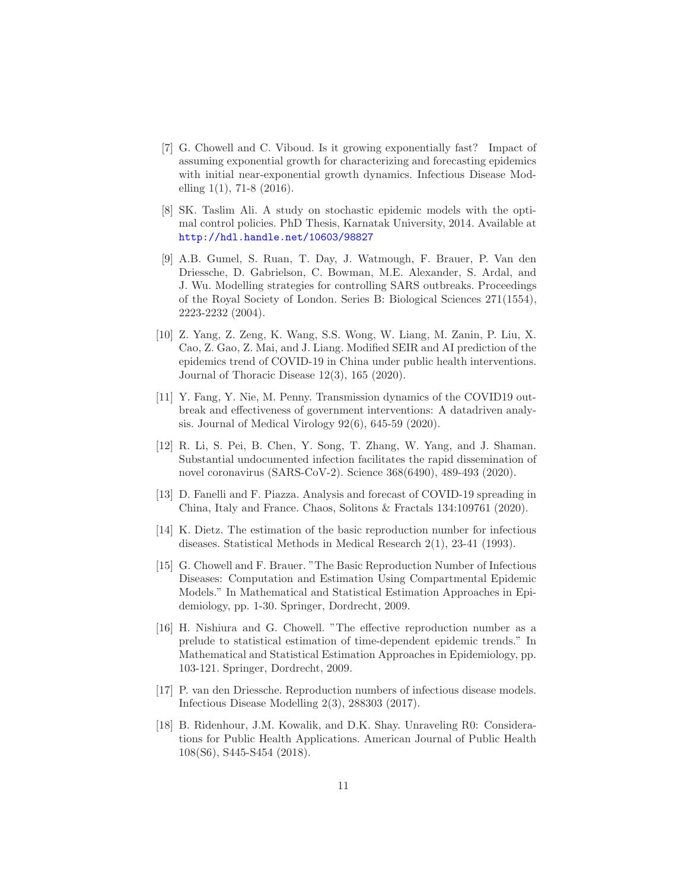[7] G. Chowell and C. Viboud. Is it growing exponentially fast? Impact of assuming exponential growth for characterizing and forecasting epidemics with initial near-exponential growth dynamics. Infectious Disease Modelling 1(1), 71-8 (2016).

[8] SK. Taslim Ali. A study on stochastic epidemic models with the optimal control policies. PhD Thesis, Karnatak University, 2014. Available at http://hdl.handle.net/10603/98827

[9] A.B. Gumel, S. Ruan, T. Day, J. Watmough, F. Brauer, P. Van den Driessche, D. Gabrielson, C. Bowman, M.E. Alexander, S. Ardal, and J. Wu. Modelling strategies for controlling SARS outbreaks. Proceedings of the Royal Society of London. Series B: Biological Sciences 271(1554), 2223-2232 (2004).

[10] Z. Yang, Z. Zeng, K. Wang, S.S. Wong, W. Liang, M. Zanin, P. Liu, X. Cao, Z. Gao, Z. Mai, and J. Liang. Modified SEIR and AI prediction of the epidemics trend of COVID-19 in China under public health interventions. Journal of Thoracic Disease 12(3), 165 (2020).

[11] Y. Fang, Y. Nie, M. Penny. Transmission dynamics of the COVID19 outbreak and effectiveness of government interventions: A datadriven analysis. Journal of Medical Virology 92(6), 645-59 (2020).

[12] R. Li, S. Pei, B. Chen, Y. Song, T. Zhang, W. Yang, and J. Shaman. Substantial undocumented infection facilitates the rapid dissemination of novel coronavirus (SARS-CoV-2). Science 368(6490), 489-493 (2020).

[13] D. Fanelli and F. Piazza. Analysis and forecast of COVID-19 spreading in China, Italy and France. Chaos, Solitons & Fractals 134:109761 (2020).

[14] K. Dietz. The estimation of the basic reproduction number for infectious diseases. Statistical Methods in Medical Research 2(1), 23-41 (1993).

[15] G. Chowell and F. Brauer. "The Basic Reproduction Number of Infectious Diseases: Computation and Estimation Using Compartmental Epidemic Models." In Mathematical and Statistical Estimation Approaches in Epidemiology, pp. 1-30. Springer, Dordrecht, 2009.

[16] H. Nishiura and G. Chowell. "The effective reproduction number as a prelude to statistical estimation of time-dependent epidemic trends." In Mathematical and Statistical Estimation Approaches in Epidemiology, pp. 103-121. Springer, Dordrecht, 2009.

[17] P. van den Driessche. Reproduction numbers of infectious disease models. Infectious Disease Modelling 2(3), 288303 (2017).

[18] B. Ridenhour, J.M. Kowalik, and D.K. Shay. Unraveling R0: Considerations for Public Health Applications. American Journal of Public Health 108(S6), S445-S454 (2018).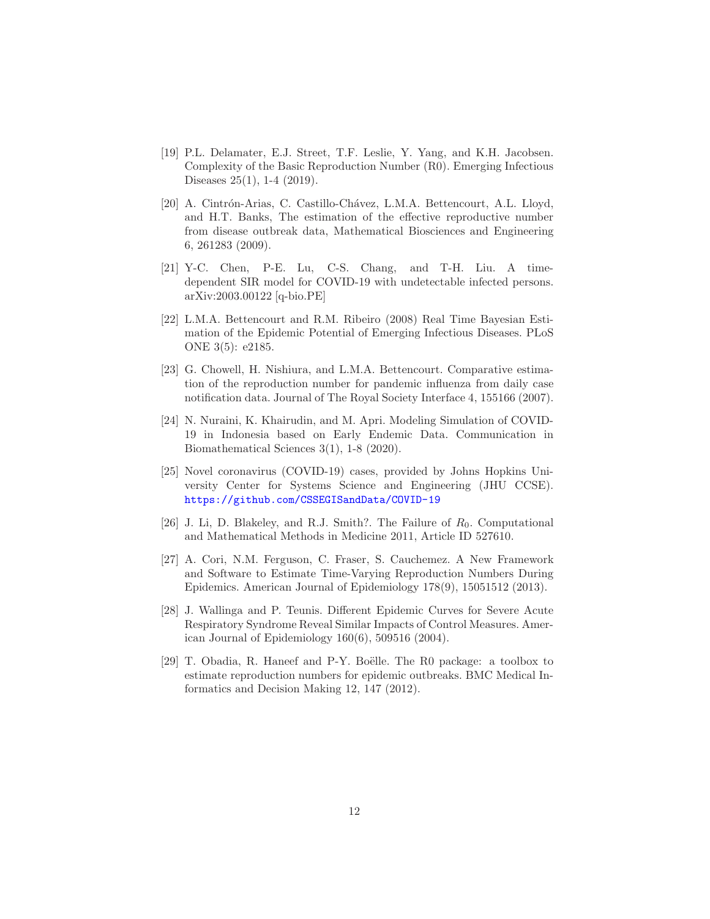[19] P.L. Delamater, E.J. Street, T.F. Leslie, Y. Yang, and K.H. Jacobsen. Complexity of the Basic Reproduction Number (R0). Emerging Infectious Diseases 25(1), 1-4 (2019).

[20] A. Cintrón-Arias, C. Castillo-Chávez, L.M.A. Bettencourt, A.L. Lloyd, and H.T. Banks, The estimation of the effective reproductive number from disease outbreak data, Mathematical Biosciences and Engineering 6, 261283 (2009).

[21] Y-C. Chen, P-E. Lu, C-S. Chang, and T-H. Liu. A time-dependent SIR model for COVID-19 with undetectable infected persons. arXiv:2003.00122 [q-bio.PE]

[22] L.M.A. Bettencourt and R.M. Ribeiro (2008) Real Time Bayesian Estimation of the Epidemic Potential of Emerging Infectious Diseases. PLoS ONE 3(5): e2185.

[23] G. Chowell, H. Nishiura, and L.M.A. Bettencourt. Comparative estimation of the reproduction number for pandemic influenza from daily case notification data. Journal of The Royal Society Interface 4, 155166 (2007).

[24] N. Nuraini, K. Khairudin, and M. Apri. Modeling Simulation of COVID-19 in Indonesia based on Early Endemic Data. Communication in Biomathematical Sciences 3(1), 1-8 (2020).

[25] Novel coronavirus (COVID-19) cases, provided by Johns Hopkins University Center for Systems Science and Engineering (JHU CCSE). https://github.com/CSSEGISandData/COVID-19

[26] J. Li, D. Blakeley, and R.J. Smith?. The Failure of $R_0$. Computational and Mathematical Methods in Medicine 2011, Article ID 527610.

[27] A. Cori, N.M. Ferguson, C. Fraser, S. Cauchemez. A New Framework and Software to Estimate Time-Varying Reproduction Numbers During Epidemics. American Journal of Epidemiology 178(9), 15051512 (2013).

[28] J. Wallinga and P. Teunis. Different Epidemic Curves for Severe Acute Respiratory Syndrome Reveal Similar Impacts of Control Measures. American Journal of Epidemiology 160(6), 509516 (2004).

[29] T. Obadia, R. Haneef and P-Y. Boëlle. The R0 package: a toolbox to estimate reproduction numbers for epidemic outbreaks. BMC Medical Informatics and Decision Making 12, 147 (2012).